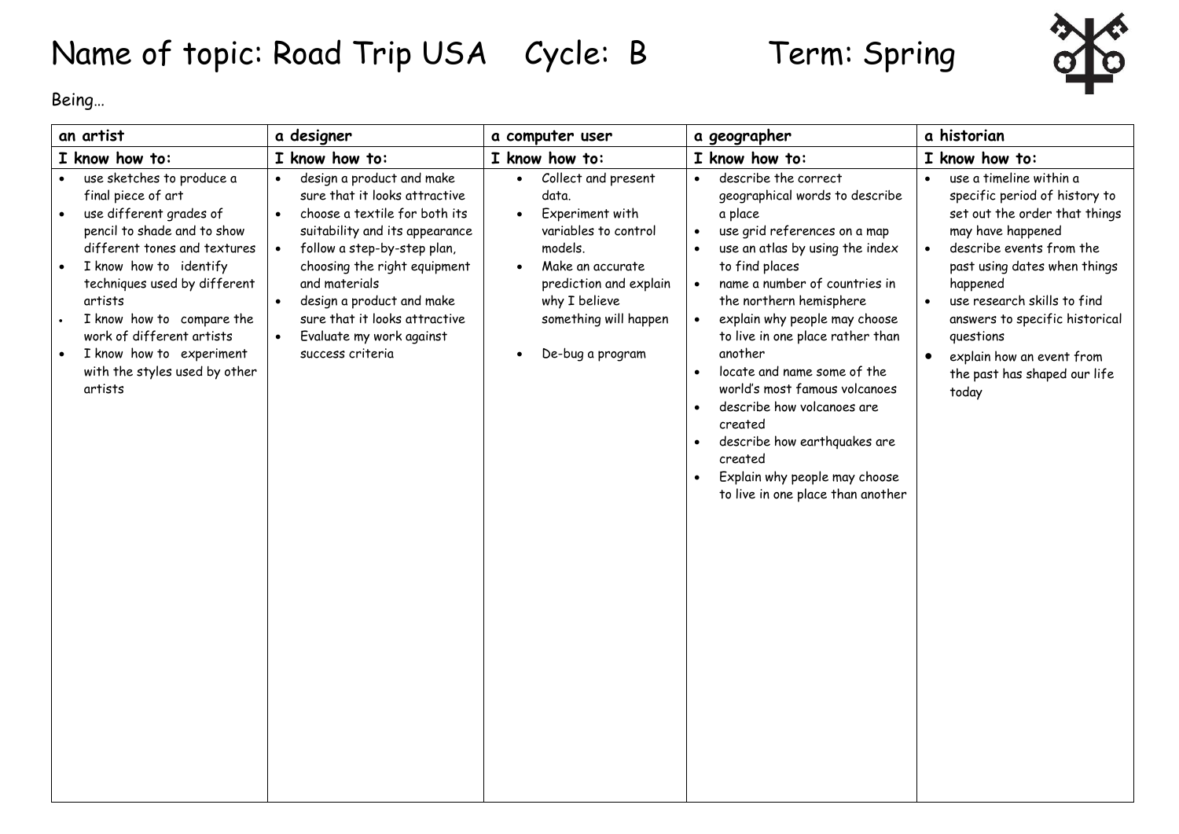# Name of topic: Road Trip USA Cycle: B Term: Spring

Being…

| an artist | a designer | a computer user | a geographer | a historian |
|---|---|---|---|---|
| **I know how to:** | **I know how to:** | **I know how to:** | **I know how to:** | **I know how to:** |
| • use sketches to produce a final piece of art<br>• use different grades of pencil to shade and to show different tones and textures<br>• I know how to identify techniques used by different artists<br>• I know how to compare the work of different artists<br>• I know how to experiment with the styles used by other artists | • design a product and make sure that it looks attractive<br>• choose a textile for both its suitability and its appearance<br>• follow a step-by-step plan, choosing the right equipment and materials<br>• design a product and make sure that it looks attractive<br>• Evaluate my work against success criteria | • Collect and present data.<br>• Experiment with variables to control models.<br>• Make an accurate prediction and explain why I believe something will happen<br>• De-bug a program | • describe the correct geographical words to describe a place<br>• use grid references on a map<br>• use an atlas by using the index to find places<br>• name a number of countries in the northern hemisphere<br>• explain why people may choose to live in one place rather than another<br>• locate and name some of the world's most famous volcanoes<br>• describe how volcanoes are created<br>• describe how earthquakes are created<br>• Explain why people may choose to live in one place than another | • use a timeline within a specific period of history to set out the order that things may have happened<br>• describe events from the past using dates when things happened<br>• use research skills to find answers to specific historical questions<br>• explain how an event from the past has shaped our life today |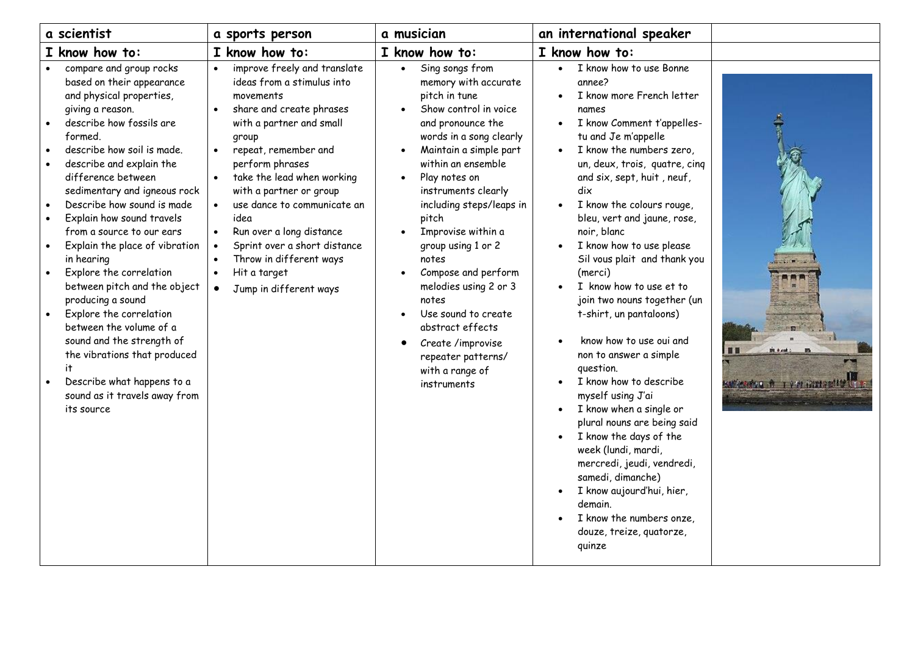| a scientist | a sports person | a musician | an international speaker | |
|---|---|---|---|---|
| **I know how to:** | **I know how to:** | **I know how to:** | **I know how to:** | |
| • compare and group rocks based on their appearance and physical properties, giving a reason.<br>• describe how fossils are formed.<br>• describe how soil is made.<br>• describe and explain the difference between sedimentary and igneous rock<br>• Describe how sound is made<br>• Explain how sound travels from a source to our ears<br>• Explain the place of vibration in hearing<br>• Explore the correlation between pitch and the object producing a sound<br>• Explore the correlation between the volume of a sound and the strength of the vibrations that produced it<br>• Describe what happens to a sound as it travels away from its source | • improve freely and translate ideas from a stimulus into movements<br>• share and create phrases with a partner and small group<br>• repeat, remember and perform phrases<br>• take the lead when working with a partner or group<br>• use dance to communicate an idea<br>• Run over a long distance<br>• Sprint over a short distance<br>• Throw in different ways<br>• Hit a target<br>• Jump in different ways | • Sing songs from memory with accurate pitch in tune<br>• Show control in voice and pronounce the words in a song clearly<br>• Maintain a simple part within an ensemble<br>• Play notes on instruments clearly including steps/leaps in pitch<br>• Improvise within a group using 1 or 2 notes<br>• Compose and perform melodies using 2 or 3 notes<br>• Use sound to create abstract effects<br>• Create /improvise repeater patterns/ with a range of instruments | • I know how to use Bonne annee?<br>• I know more French letter names<br>• I know Comment t'appelles-tu and Je m'appelle<br>• I know the numbers zero, un, deux, trois, quatre, cinq and six, sept, huit , neuf, dix<br>• I know the colours rouge, bleu, vert and jaune, rose, noir, blanc<br>• I know how to use please Sil vous plait and thank you (merci)<br>• I know how to use et to join two nouns together (un t-shirt, un pantaloons)<br>• know how to use oui and non to answer a simple question.<br>• I know how to describe myself using J'ai<br>• I know when a single or plural nouns are being said<br>• I know the days of the week (lundi, mardi, mercredi, jeudi, vendredi, samedi, dimanche)<br>• I know aujourd'hui, hier, demain.<br>• I know the numbers onze, douze, treize, quatorze, quinze | |